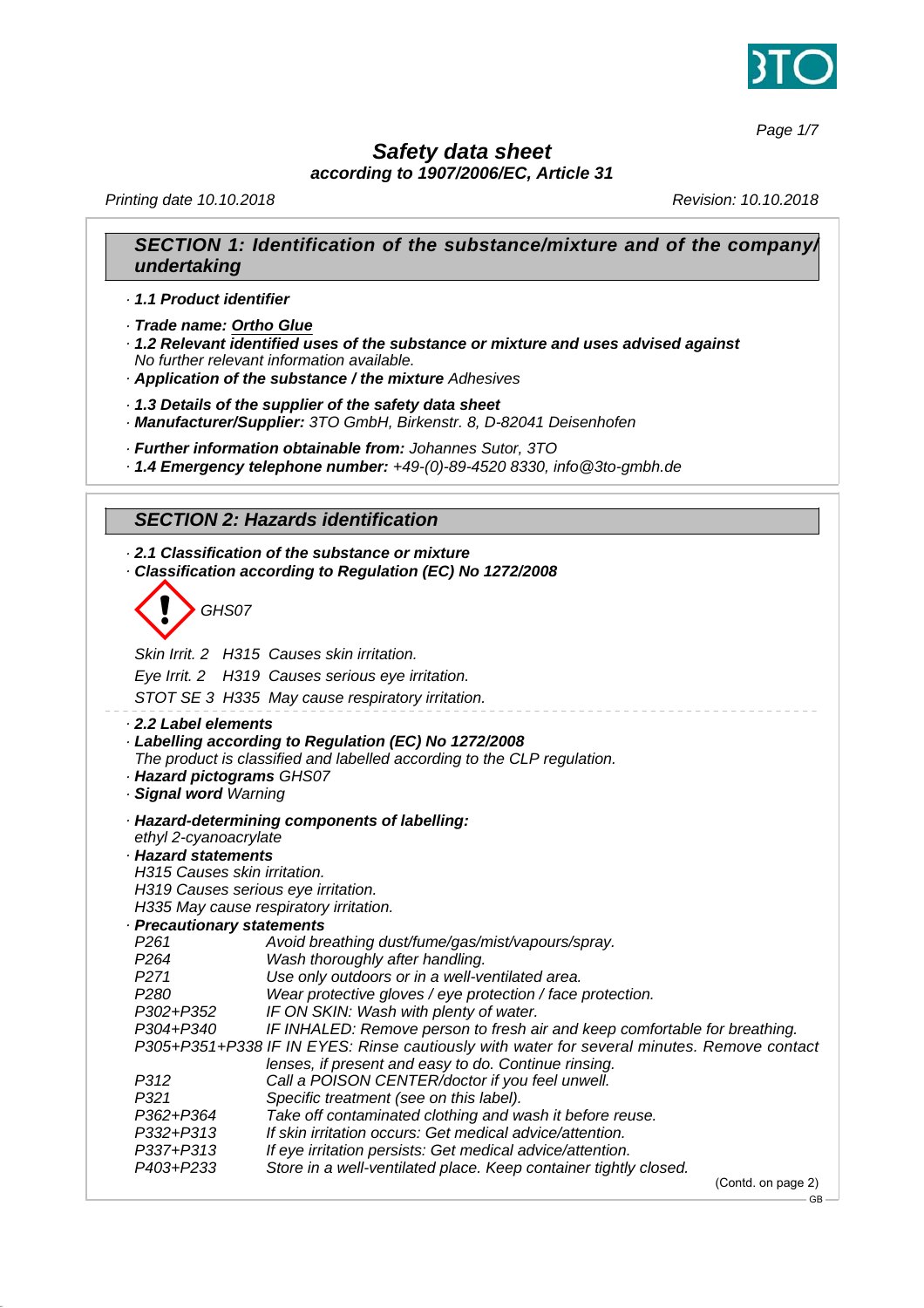# Safety data sheet

***according to 1907/2006/EC, Article 31***

*Printing date 10.10.2018* *Revision: 10.10.2018*

## SECTION 1: Identification of the substance/mixture and of the company/undertaking

· **1.1 Product identifier**

· **Trade name: Ortho Glue**

· **1.2 Relevant identified uses of the substance or mixture and uses advised against**
*No further relevant information available.*

· **Application of the substance / the mixture** *Adhesives*

· **1.3 Details of the supplier of the safety data sheet**

· **Manufacturer/Supplier:** *3TO GmbH, Birkenstr. 8, D-82041 Deisenhofen*

· **Further information obtainable from:** *Johannes Sutor, 3TO*

· **1.4 Emergency telephone number:** *+49-(0)-89-4520 8330, info@3to-gmbh.de*

## SECTION 2: Hazards identification

· **2.1 Classification of the substance or mixture**

· **Classification according to Regulation (EC) No 1272/2008**

*GHS07*

*Skin Irrit. 2 H315 Causes skin irritation.*

*Eye Irrit. 2 H319 Causes serious eye irritation.*

*STOT SE 3 H335 May cause respiratory irritation.*

· **2.2 Label elements**

· **Labelling according to Regulation (EC) No 1272/2008**
*The product is classified and labelled according to the CLP regulation.*

· **Hazard pictograms** *GHS07*

· **Signal word** *Warning*

· **Hazard-determining components of labelling:**
*ethyl 2-cyanoacrylate*

· **Hazard statements**
*H315 Causes skin irritation.*
*H319 Causes serious eye irritation.*
*H335 May cause respiratory irritation.*

· **Precautionary statements**

| | |
|---|---|
| P261 | Avoid breathing dust/fume/gas/mist/vapours/spray. |
| P264 | Wash thoroughly after handling. |
| P271 | Use only outdoors or in a well-ventilated area. |
| P280 | Wear protective gloves / eye protection / face protection. |
| P302+P352 | IF ON SKIN: Wash with plenty of water. |
| P304+P340 | IF INHALED: Remove person to fresh air and keep comfortable for breathing. |
| P305+P351+P338 | IF IN EYES: Rinse cautiously with water for several minutes. Remove contact lenses, if present and easy to do. Continue rinsing. |
| P312 | Call a POISON CENTER/doctor if you feel unwell. |
| P321 | Specific treatment (see on this label). |
| P362+P364 | Take off contaminated clothing and wash it before reuse. |
| P332+P313 | If skin irritation occurs: Get medical advice/attention. |
| P337+P313 | If eye irritation persists: Get medical advice/attention. |
| P403+P233 | Store in a well-ventilated place. Keep container tightly closed. |

(Contd. on page 2)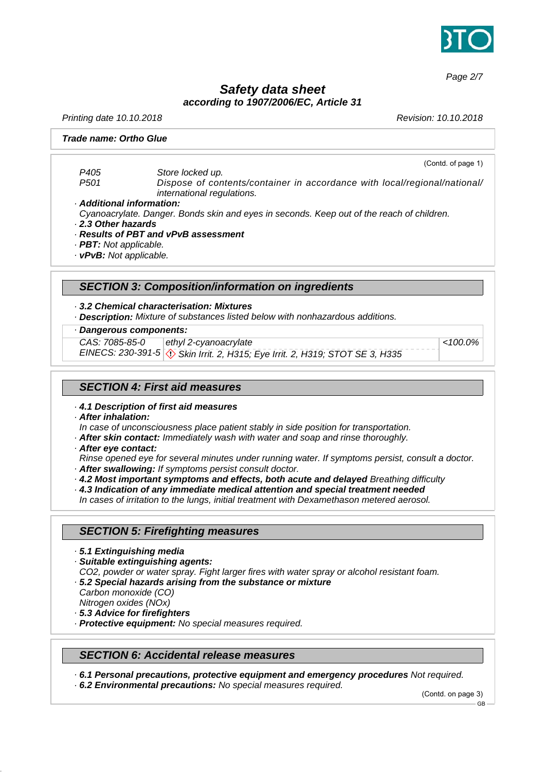(Contd. of page 1)

| | |
|---|---|
| P405 | Store locked up. |
| P501 | Dispose of contents/container in accordance with local/regional/national/international regulations. |

· **Additional information:**
Cyanoacrylate. Danger. Bonds skin and eyes in seconds. Keep out of the reach of children.

· **2.3 Other hazards**

· **Results of PBT and vPvB assessment**

· **PBT:** Not applicable.

· **vPvB:** Not applicable.

## SECTION 3: Composition/information on ingredients

· **3.2 Chemical characterisation: Mixtures**

· **Description:** Mixture of substances listed below with nonhazardous additions.

· **Dangerous components:**

| | | |
|---|---|---|
| CAS: 7085-85-0<br>EINECS: 230-391-5 | ethyl 2-cyanoacrylate<br>Skin Irrit. 2, H315; Eye Irrit. 2, H319; STOT SE 3, H335 | <100.0% |

## SECTION 4: First aid measures

· **4.1 Description of first aid measures**

· **After inhalation:**
In case of unconsciousness place patient stably in side position for transportation.

· **After skin contact:** Immediately wash with water and soap and rinse thoroughly.

· **After eye contact:**
Rinse opened eye for several minutes under running water. If symptoms persist, consult a doctor.

· **After swallowing:** If symptoms persist consult doctor.

· **4.2 Most important symptoms and effects, both acute and delayed** Breathing difficulty

· **4.3 Indication of any immediate medical attention and special treatment needed**
In cases of irritation to the lungs, initial treatment with Dexamethason metered aerosol.

## SECTION 5: Firefighting measures

· **5.1 Extinguishing media**

· **Suitable extinguishing agents:**
$CO_2$, powder or water spray. Fight larger fires with water spray or alcohol resistant foam.

· **5.2 Special hazards arising from the substance or mixture**
Carbon monoxide (CO)
Nitrogen oxides ($NO_x$)

· **5.3 Advice for firefighters**

· **Protective equipment:** No special measures required.

## SECTION 6: Accidental release measures

· **6.1 Personal precautions, protective equipment and emergency procedures** Not required.

· **6.2 Environmental precautions:** No special measures required.

(Contd. on page 3)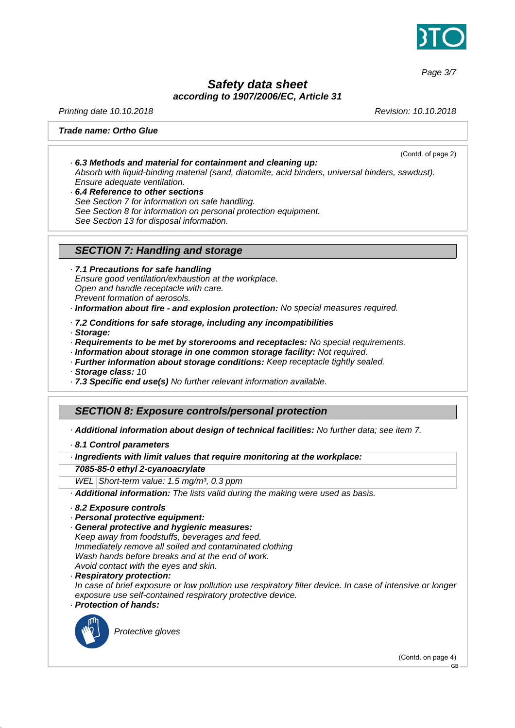**Trade name: Ortho Glue**

(Contd. of page 2)

· **6.3 Methods and material for containment and cleaning up:**
Absorb with liquid-binding material (sand, diatomite, acid binders, universal binders, sawdust).
Ensure adequate ventilation.

· **6.4 Reference to other sections**
See Section 7 for information on safe handling.
See Section 8 for information on personal protection equipment.
See Section 13 for disposal information.

## SECTION 7: Handling and storage

· **7.1 Precautions for safe handling**
Ensure good ventilation/exhaustion at the workplace.
Open and handle receptacle with care.
Prevent formation of aerosols.

· **Information about fire - and explosion protection:** No special measures required.

· **7.2 Conditions for safe storage, including any incompatibilities**

· **Storage:**

· **Requirements to be met by storerooms and receptacles:** No special requirements.

· **Information about storage in one common storage facility:** Not required.

· **Further information about storage conditions:** Keep receptacle tightly sealed.

· **Storage class:** 10

· **7.3 Specific end use(s)** No further relevant information available.

## SECTION 8: Exposure controls/personal protection

· **Additional information about design of technical facilities:** No further data; see item 7.

· **8.1 Control parameters**

| · **Ingredients with limit values that require monitoring at the workplace:** | |
|---|---|
| **7085-85-0 ethyl 2-cyanoacrylate** | |
| WEL | Short-term value: 1.5 mg/m³, 0.3 ppm |

· **Additional information:** The lists valid during the making were used as basis.

· **8.2 Exposure controls**

· **Personal protective equipment:**

· **General protective and hygienic measures:**
Keep away from foodstuffs, beverages and feed.
Immediately remove all soiled and contaminated clothing
Wash hands before breaks and at the end of work.
Avoid contact with the eyes and skin.

· **Respiratory protection:**
In case of brief exposure or low pollution use respiratory filter device. In case of intensive or longer exposure use self-contained respiratory protective device.

· **Protection of hands:**

Protective gloves

(Contd. on page 4)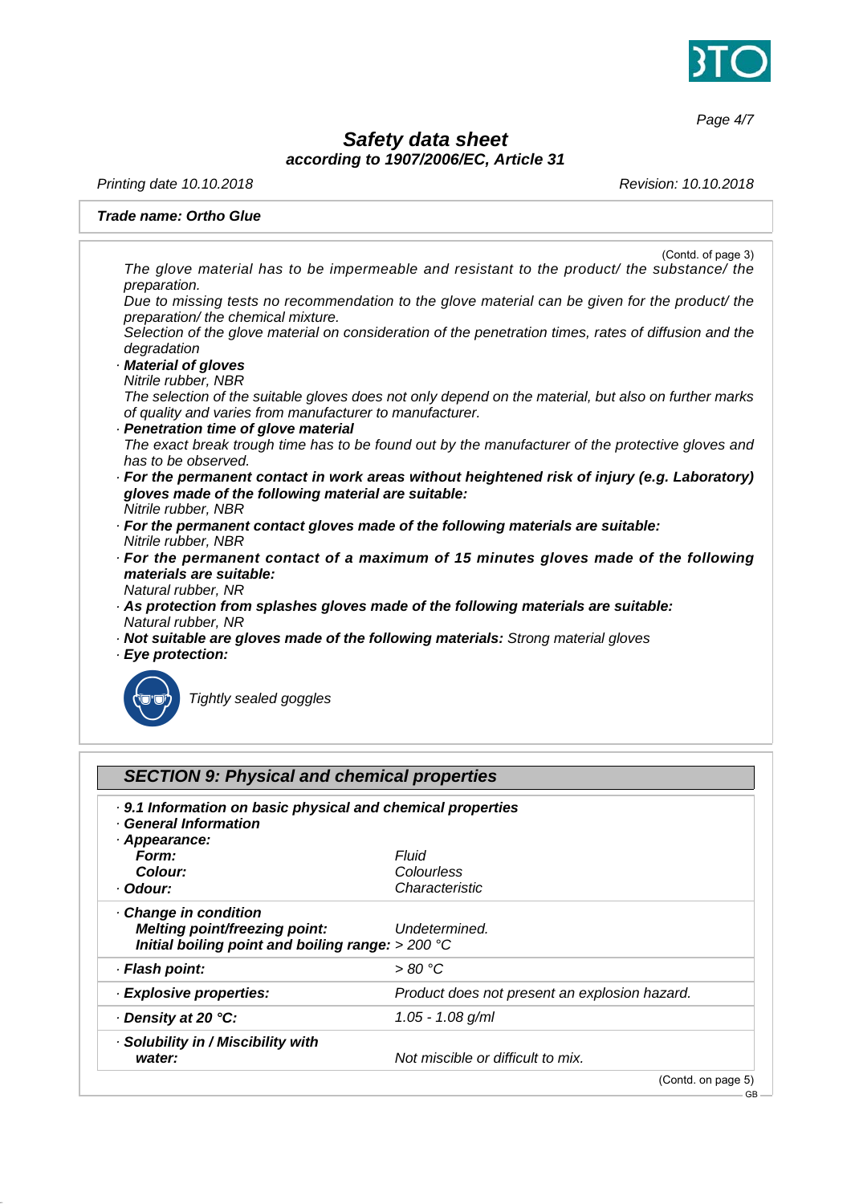**Trade name: Ortho Glue**

(Contd. of page 3)

*The glove material has to be impermeable and resistant to the product/ the substance/ the preparation.*
*Due to missing tests no recommendation to the glove material can be given for the product/ the preparation/ the chemical mixture.*
*Selection of the glove material on consideration of the penetration times, rates of diffusion and the degradation*

· ***Material of gloves***
*Nitrile rubber, NBR*
*The selection of the suitable gloves does not only depend on the material, but also on further marks of quality and varies from manufacturer to manufacturer.*

· ***Penetration time of glove material***
*The exact break trough time has to be found out by the manufacturer of the protective gloves and has to be observed.*

· ***For the permanent contact in work areas without heightened risk of injury (e.g. Laboratory) gloves made of the following material are suitable:***
*Nitrile rubber, NBR*

· ***For the permanent contact gloves made of the following materials are suitable:***
*Nitrile rubber, NBR*

· ***For the permanent contact of a maximum of 15 minutes gloves made of the following materials are suitable:***
*Natural rubber, NR*

· ***As protection from splashes gloves made of the following materials are suitable:***
*Natural rubber, NR*

· ***Not suitable are gloves made of the following materials:*** *Strong material gloves*

· ***Eye protection:***

*Tightly sealed goggles*

## SECTION 9: Physical and chemical properties

| | |
|---|---|
| · ***9.1 Information on basic physical and chemical properties*** | |
| · ***General Information*** | |
| · ***Appearance:*** | |
| ***Form:*** | *Fluid* |
| ***Colour:*** | *Colourless* |
| · ***Odour:*** | *Characteristic* |
| · ***Change in condition*** | |
| ***Melting point/freezing point:*** | *Undetermined.* |
| ***Initial boiling point and boiling range:*** | *> 200 °C* |
| · ***Flash point:*** | *> 80 °C* |
| · ***Explosive properties:*** | *Product does not present an explosion hazard.* |
| · ***Density at 20 °C:*** | *1.05 - 1.08 g/ml* |
| · ***Solubility in / Miscibility with water:*** | *Not miscible or difficult to mix.* |

(Contd. on page 5)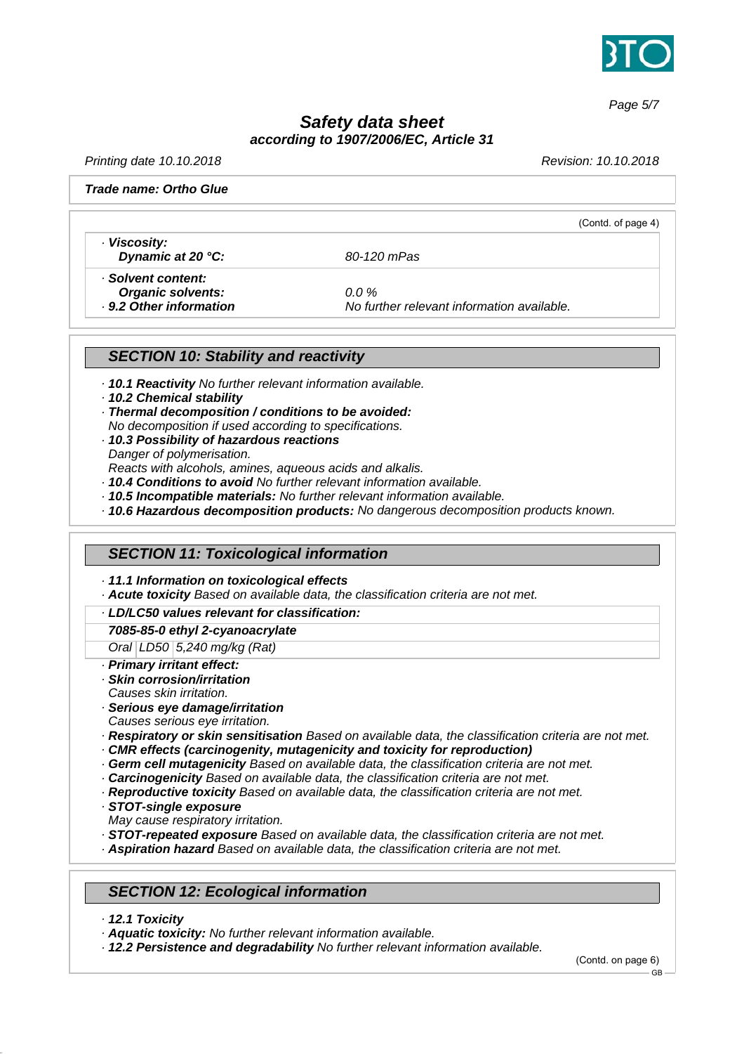**Trade name: Ortho Glue**

(Contd. of page 4)

| | |
|---|---|
| · **Viscosity:** | |
| **Dynamic at 20 °C:** | 80-120 mPas |
| · **Solvent content:** | |
| **Organic solvents:** | 0.0 % |
| · **9.2 Other information** | No further relevant information available. |

## SECTION 10: Stability and reactivity

· **10.1 Reactivity** No further relevant information available.
· **10.2 Chemical stability**
· **Thermal decomposition / conditions to be avoided:**
No decomposition if used according to specifications.
· **10.3 Possibility of hazardous reactions**
Danger of polymerisation.
Reacts with alcohols, amines, aqueous acids and alkalis.
· **10.4 Conditions to avoid** No further relevant information available.
· **10.5 Incompatible materials:** No further relevant information available.
· **10.6 Hazardous decomposition products:** No dangerous decomposition products known.

## SECTION 11: Toxicological information

· **11.1 Information on toxicological effects**
· **Acute toxicity** Based on available data, the classification criteria are not met.

| · **LD/LC50 values relevant for classification:** | | |
|---|---|---|
| **7085-85-0 ethyl 2-cyanoacrylate** | | |
| Oral | LD50 | 5,240 mg/kg (Rat) |

· **Primary irritant effect:**
· **Skin corrosion/irritation**
Causes skin irritation.
· **Serious eye damage/irritation**
Causes serious eye irritation.
· **Respiratory or skin sensitisation** Based on available data, the classification criteria are not met.
· **CMR effects (carcinogenity, mutagenicity and toxicity for reproduction)**
· **Germ cell mutagenicity** Based on available data, the classification criteria are not met.
· **Carcinogenicity** Based on available data, the classification criteria are not met.
· **Reproductive toxicity** Based on available data, the classification criteria are not met.
· **STOT-single exposure**
May cause respiratory irritation.
· **STOT-repeated exposure** Based on available data, the classification criteria are not met.
· **Aspiration hazard** Based on available data, the classification criteria are not met.

## SECTION 12: Ecological information

· **12.1 Toxicity**
· **Aquatic toxicity:** No further relevant information available.
· **12.2 Persistence and degradability** No further relevant information available.

(Contd. on page 6)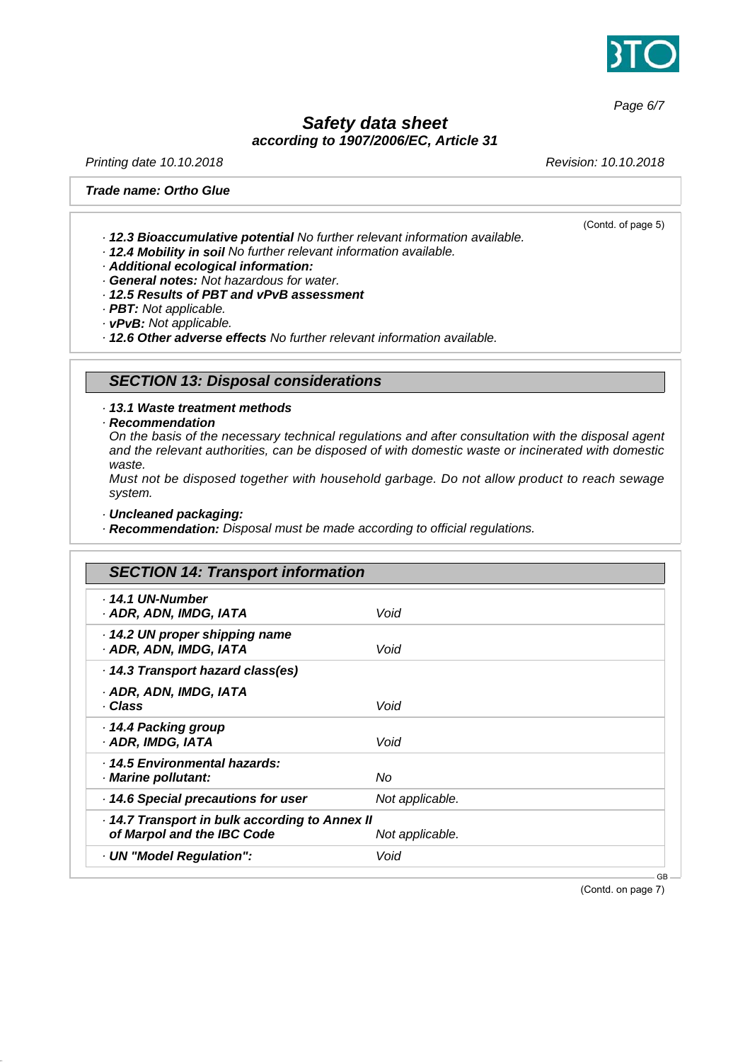**Trade name: Ortho Glue**

(Contd. of page 5)

· **12.3 Bioaccumulative potential** No further relevant information available.
· **12.4 Mobility in soil** No further relevant information available.
· **Additional ecological information:**
· **General notes:** Not hazardous for water.
· **12.5 Results of PBT and vPvB assessment**
· **PBT:** Not applicable.
· **vPvB:** Not applicable.
· **12.6 Other adverse effects** No further relevant information available.

## SECTION 13: Disposal considerations

· **13.1 Waste treatment methods**
· **Recommendation**
On the basis of the necessary technical regulations and after consultation with the disposal agent and the relevant authorities, can be disposed of with domestic waste or incinerated with domestic waste.
Must not be disposed together with household garbage. Do not allow product to reach sewage system.

· **Uncleaned packaging:**
· **Recommendation:** Disposal must be made according to official regulations.

## SECTION 14: Transport information

| | |
|---|---|
| · **14.1 UN-Number**<br>· **ADR, ADN, IMDG, IATA** | Void |
| · **14.2 UN proper shipping name**<br>· **ADR, ADN, IMDG, IATA** | Void |
| · **14.3 Transport hazard class(es)** | |
| · **ADR, ADN, IMDG, IATA**<br>· **Class** | Void |
| · **14.4 Packing group**<br>· **ADR, IMDG, IATA** | Void |
| · **14.5 Environmental hazards:**<br>· **Marine pollutant:** | No |
| · **14.6 Special precautions for user** | Not applicable. |
| · **14.7 Transport in bulk according to Annex II of Marpol and the IBC Code** | Not applicable. |
| · **UN "Model Regulation":** | Void |

(Contd. on page 7)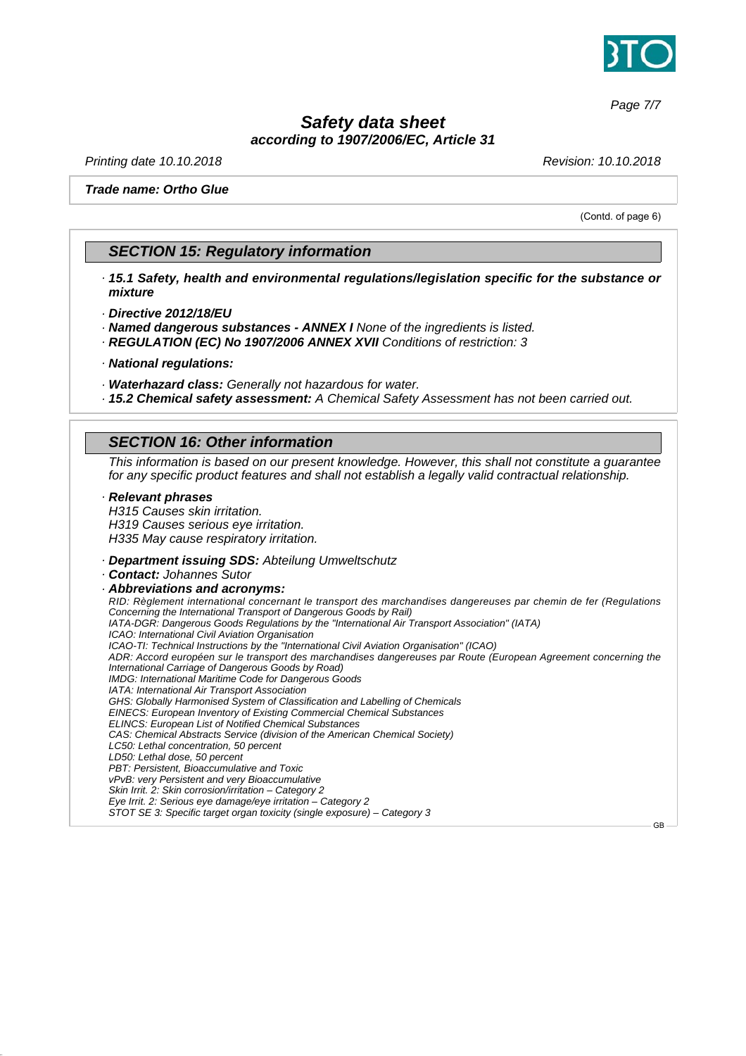# Safety data sheet
**according to 1907/2006/EC, Article 31**

*Printing date 10.10.2018* *Revision: 10.10.2018*

***Trade name: Ortho Glue***

(Contd. of page 6)

## SECTION 15: Regulatory information

· ***15.1 Safety, health and environmental regulations/legislation specific for the substance or mixture***

· ***Directive 2012/18/EU***
· ***Named dangerous substances - ANNEX I*** *None of the ingredients is listed.*
· ***REGULATION (EC) No 1907/2006 ANNEX XVII*** *Conditions of restriction: 3*

· ***National regulations:***

· ***Waterhazard class:*** *Generally not hazardous for water.*
· ***15.2 Chemical safety assessment:*** *A Chemical Safety Assessment has not been carried out.*

## SECTION 16: Other information

*This information is based on our present knowledge. However, this shall not constitute a guarantee for any specific product features and shall not establish a legally valid contractual relationship.*

· ***Relevant phrases***
*H315 Causes skin irritation.*
*H319 Causes serious eye irritation.*
*H335 May cause respiratory irritation.*

· ***Department issuing SDS:*** *Abteilung Umweltschutz*
· ***Contact:*** *Johannes Sutor*
· ***Abbreviations and acronyms:***
*RID: Règlement international concernant le transport des marchandises dangereuses par chemin de fer (Regulations Concerning the International Transport of Dangerous Goods by Rail)*
*IATA-DGR: Dangerous Goods Regulations by the "International Air Transport Association" (IATA)*
*ICAO: International Civil Aviation Organisation*
*ICAO-TI: Technical Instructions by the "International Civil Aviation Organisation" (ICAO)*
*ADR: Accord européen sur le transport des marchandises dangereuses par Route (European Agreement concerning the International Carriage of Dangerous Goods by Road)*
*IMDG: International Maritime Code for Dangerous Goods*
*IATA: International Air Transport Association*
*GHS: Globally Harmonised System of Classification and Labelling of Chemicals*
*EINECS: European Inventory of Existing Commercial Chemical Substances*
*ELINCS: European List of Notified Chemical Substances*
*CAS: Chemical Abstracts Service (division of the American Chemical Society)*
*LC50: Lethal concentration, 50 percent*
*LD50: Lethal dose, 50 percent*
*PBT: Persistent, Bioaccumulative and Toxic*
*vPvB: very Persistent and very Bioaccumulative*
*Skin Irrit. 2: Skin corrosion/irritation – Category 2*
*Eye Irrit. 2: Serious eye damage/eye irritation – Category 2*
*STOT SE 3: Specific target organ toxicity (single exposure) – Category 3*

GB